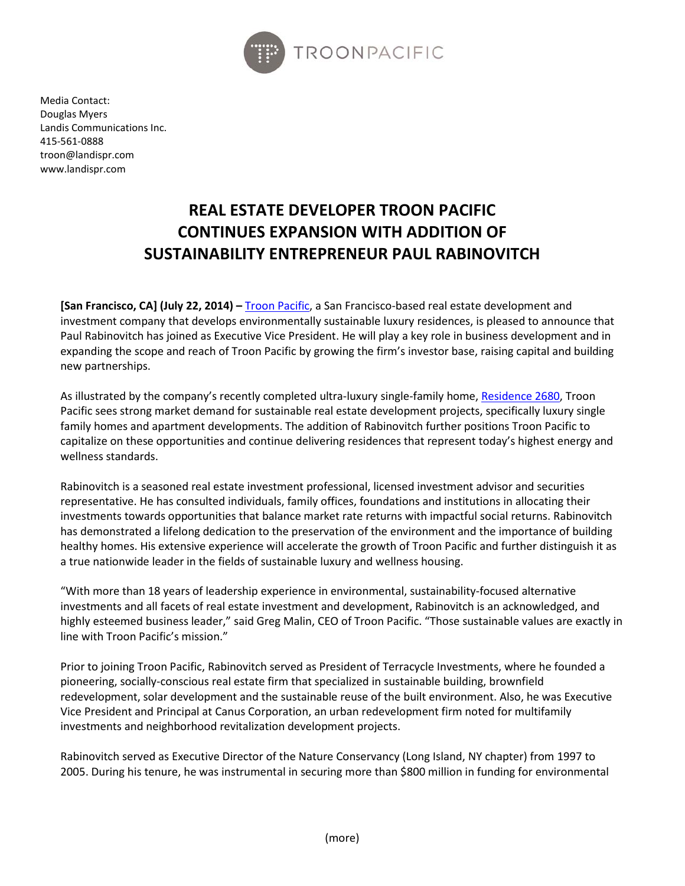TROONPACIFIC

Media Contact:
Douglas Myers
Landis Communications Inc.
415-561-0888
troon@landispr.com
www.landispr.com

# REAL ESTATE DEVELOPER TROON PACIFIC CONTINUES EXPANSION WITH ADDITION OF SUSTAINABILITY ENTREPRENEUR PAUL RABINOVITCH

**[San Francisco, CA] (July 22, 2014) –** Troon Pacific, a San Francisco-based real estate development and investment company that develops environmentally sustainable luxury residences, is pleased to announce that Paul Rabinovitch has joined as Executive Vice President. He will play a key role in business development and in expanding the scope and reach of Troon Pacific by growing the firm's investor base, raising capital and building new partnerships.

As illustrated by the company's recently completed ultra-luxury single-family home, Residence 2680, Troon Pacific sees strong market demand for sustainable real estate development projects, specifically luxury single family homes and apartment developments. The addition of Rabinovitch further positions Troon Pacific to capitalize on these opportunities and continue delivering residences that represent today's highest energy and wellness standards.

Rabinovitch is a seasoned real estate investment professional, licensed investment advisor and securities representative. He has consulted individuals, family offices, foundations and institutions in allocating their investments towards opportunities that balance market rate returns with impactful social returns. Rabinovitch has demonstrated a lifelong dedication to the preservation of the environment and the importance of building healthy homes. His extensive experience will accelerate the growth of Troon Pacific and further distinguish it as a true nationwide leader in the fields of sustainable luxury and wellness housing.

"With more than 18 years of leadership experience in environmental, sustainability-focused alternative investments and all facets of real estate investment and development, Rabinovitch is an acknowledged, and highly esteemed business leader," said Greg Malin, CEO of Troon Pacific. "Those sustainable values are exactly in line with Troon Pacific's mission."

Prior to joining Troon Pacific, Rabinovitch served as President of Terracycle Investments, where he founded a pioneering, socially-conscious real estate firm that specialized in sustainable building, brownfield redevelopment, solar development and the sustainable reuse of the built environment. Also, he was Executive Vice President and Principal at Canus Corporation, an urban redevelopment firm noted for multifamily investments and neighborhood revitalization development projects.

Rabinovitch served as Executive Director of the Nature Conservancy (Long Island, NY chapter) from 1997 to 2005. During his tenure, he was instrumental in securing more than $800 million in funding for environmental

(more)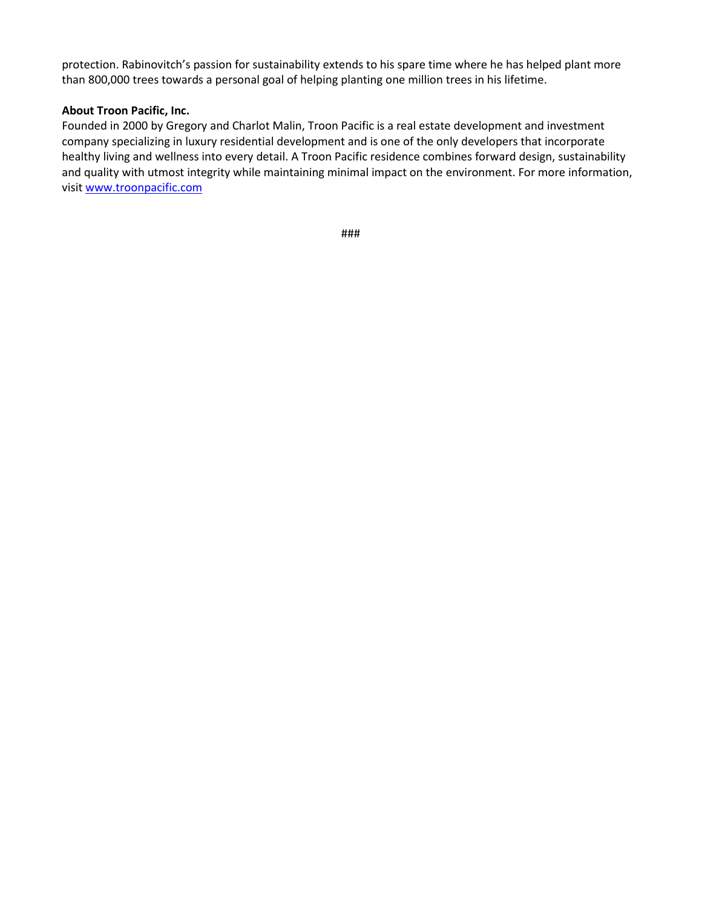protection. Rabinovitch's passion for sustainability extends to his spare time where he has helped plant more than 800,000 trees towards a personal goal of helping planting one million trees in his lifetime.

**About Troon Pacific, Inc.**

Founded in 2000 by Gregory and Charlot Malin, Troon Pacific is a real estate development and investment company specializing in luxury residential development and is one of the only developers that incorporate healthy living and wellness into every detail. A Troon Pacific residence combines forward design, sustainability and quality with utmost integrity while maintaining minimal impact on the environment. For more information, visit [www.troonpacific.com](http://www.troonpacific.com)

###